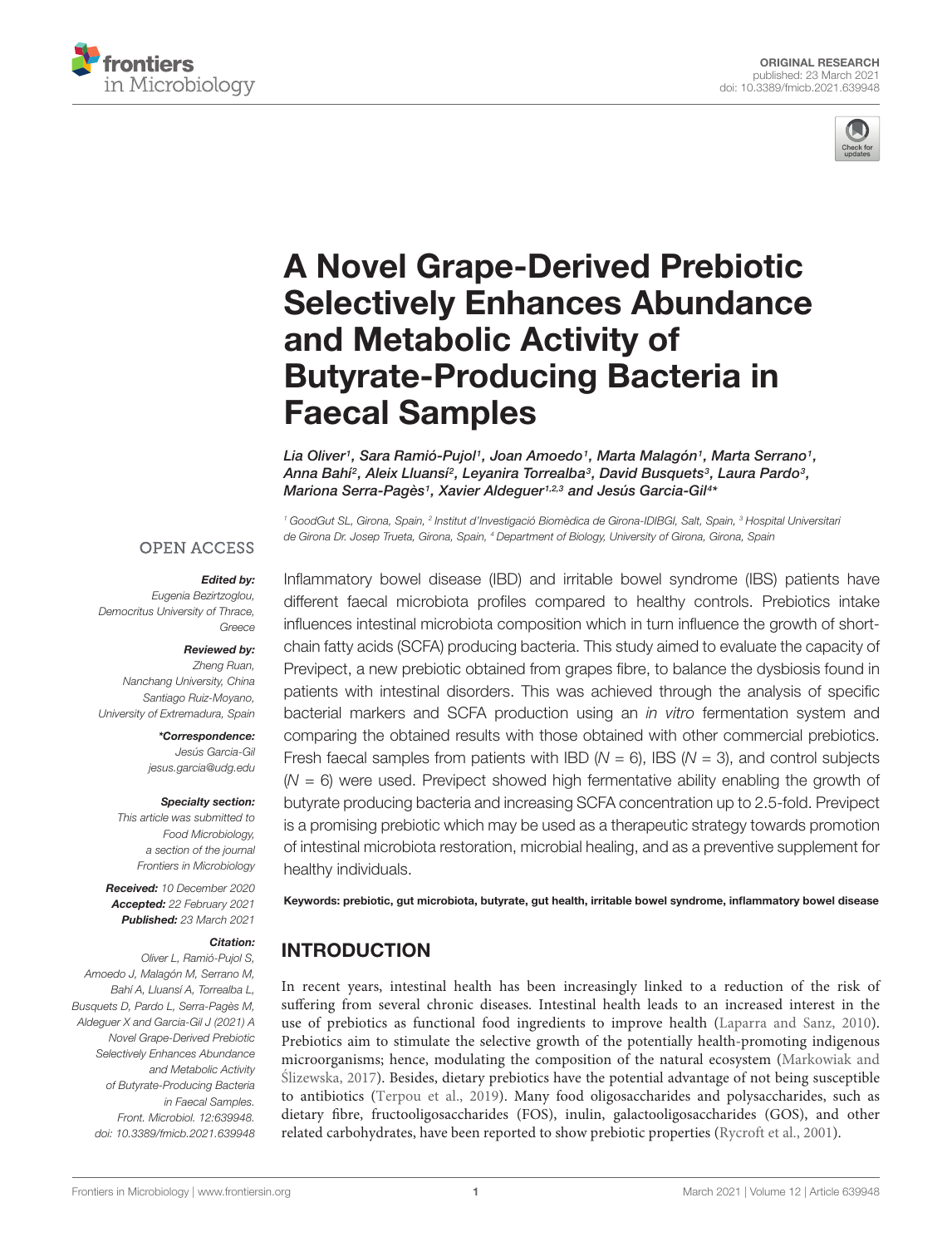ORIGINAL RESEARCH
published: 23 March 2021
doi: 10.3389/fmicb.2021.639948

# A Novel Grape-Derived Prebiotic Selectively Enhances Abundance and Metabolic Activity of Butyrate-Producing Bacteria in Faecal Samples

*Lia Oliver[1], Sara Ramió-Pujol[1], Joan Amoedo[1], Marta Malagón[1], Marta Serrano[1], Anna Bahí[2], Aleix Lluansí[2], Leyanira Torrealba[3], David Busquets[3], Laura Pardo[3], Mariona Serra-Pagès[1], Xavier Aldeguer[1,2,3] and Jesús Garcia-Gil[4]**

[1] GoodGut SL, Girona, Spain, [2] Institut d'Investigació Biomèdica de Girona-IDIBGI, Salt, Spain, [3] Hospital Universitari de Girona Dr. Josep Trueta, Girona, Spain, [4] Department of Biology, University of Girona, Girona, Spain

OPEN ACCESS

***Edited by:***
Eugenia Bezirtzoglou,
Democritus University of Thrace, Greece

***Reviewed by:***
Zheng Ruan,
Nanchang University, China
Santiago Ruiz-Moyano,
University of Extremadura, Spain

***\*Correspondence:***
Jesús Garcia-Gil
jesus.garcia@udg.edu

***Specialty section:***
This article was submitted to Food Microbiology, a section of the journal Frontiers in Microbiology

***Received:*** 10 December 2020
***Accepted:*** 22 February 2021
***Published:*** 23 March 2021

***Citation:***
Oliver L, Ramió-Pujol S, Amoedo J, Malagón M, Serrano M, Bahí A, Lluansí A, Torrealba L, Busquets D, Pardo L, Serra-Pagès M, Aldeguer X and Garcia-Gil J (2021) A Novel Grape-Derived Prebiotic Selectively Enhances Abundance and Metabolic Activity of Butyrate-Producing Bacteria in Faecal Samples. Front. Microbiol. 12:639948. doi: 10.3389/fmicb.2021.639948

Inflammatory bowel disease (IBD) and irritable bowel syndrome (IBS) patients have different faecal microbiota profiles compared to healthy controls. Prebiotics intake influences intestinal microbiota composition which in turn influence the growth of short-chain fatty acids (SCFA) producing bacteria. This study aimed to evaluate the capacity of Previpect, a new prebiotic obtained from grapes fibre, to balance the dysbiosis found in patients with intestinal disorders. This was achieved through the analysis of specific bacterial markers and SCFA production using an *in vitro* fermentation system and comparing the obtained results with those obtained with other commercial prebiotics. Fresh faecal samples from patients with IBD ($N = 6$), IBS ($N = 3$), and control subjects ($N = 6$) were used. Previpect showed high fermentative ability enabling the growth of butyrate producing bacteria and increasing SCFA concentration up to 2.5-fold. Previpect is a promising prebiotic which may be used as a therapeutic strategy towards promotion of intestinal microbiota restoration, microbial healing, and as a preventive supplement for healthy individuals.

**Keywords: prebiotic, gut microbiota, butyrate, gut health, irritable bowel syndrome, inflammatory bowel disease**

## INTRODUCTION

In recent years, intestinal health has been increasingly linked to a reduction of the risk of suffering from several chronic diseases. Intestinal health leads to an increased interest in the use of prebiotics as functional food ingredients to improve health (Laparra and Sanz, 2010). Prebiotics aim to stimulate the selective growth of the potentially health-promoting indigenous microorganisms; hence, modulating the composition of the natural ecosystem (Markowiak and Ślizewska, 2017). Besides, dietary prebiotics have the potential advantage of not being susceptible to antibiotics (Terpou et al., 2019). Many food oligosaccharides and polysaccharides, such as dietary fibre, fructooligosaccharides (FOS), inulin, galactooligosaccharides (GOS), and other related carbohydrates, have been reported to show prebiotic properties (Rycroft et al., 2001).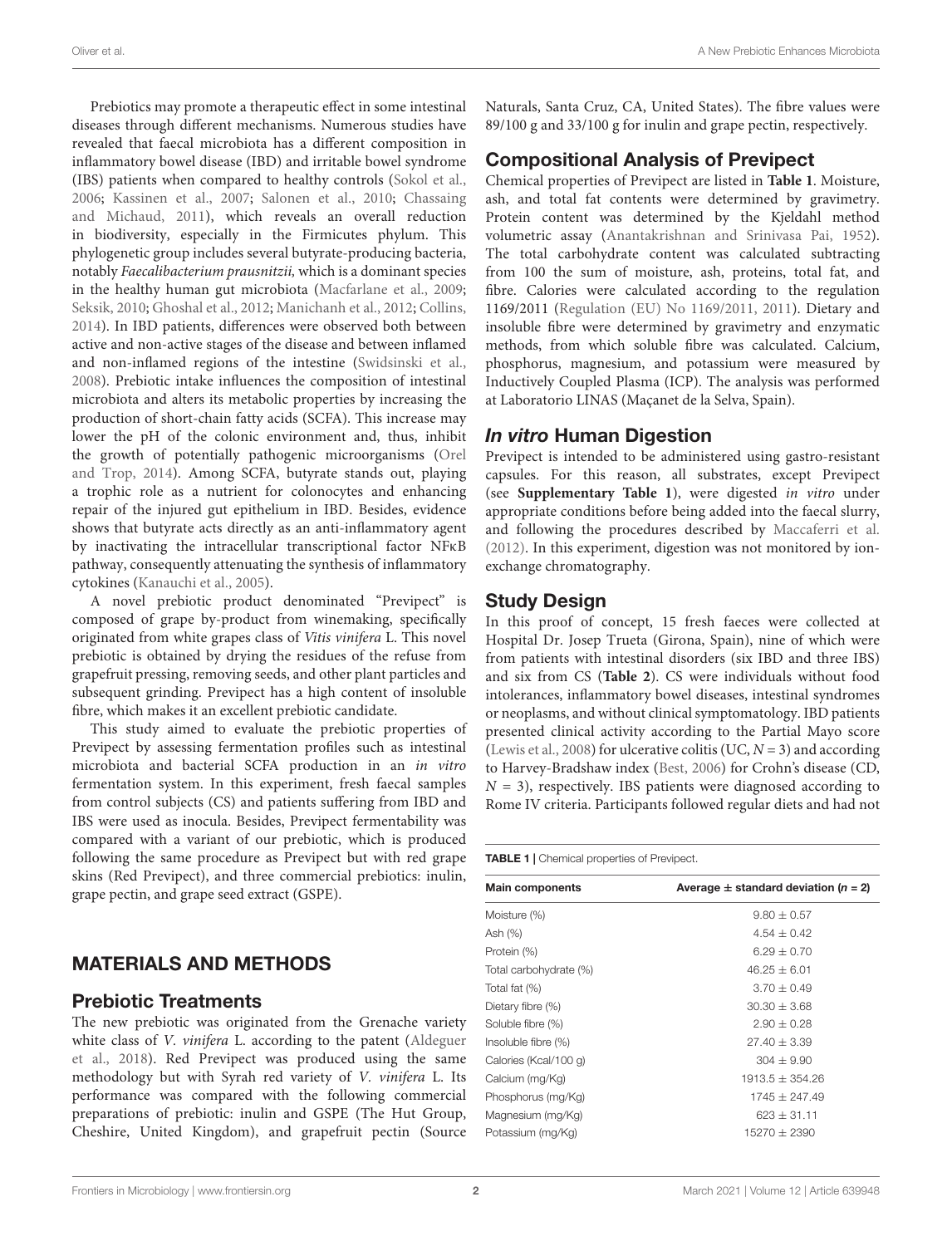Prebiotics may promote a therapeutic effect in some intestinal diseases through different mechanisms. Numerous studies have revealed that faecal microbiota has a different composition in inflammatory bowel disease (IBD) and irritable bowel syndrome (IBS) patients when compared to healthy controls (Sokol et al., 2006; Kassinen et al., 2007; Salonen et al., 2010; Chassaing and Michaud, 2011), which reveals an overall reduction in biodiversity, especially in the Firmicutes phylum. This phylogenetic group includes several butyrate-producing bacteria, notably *Faecalibacterium prausnitzii,* which is a dominant species in the healthy human gut microbiota (Macfarlane et al., 2009; Seksik, 2010; Ghoshal et al., 2012; Manichanh et al., 2012; Collins, 2014). In IBD patients, differences were observed both between active and non-active stages of the disease and between inflamed and non-inflamed regions of the intestine (Swidsinski et al., 2008). Prebiotic intake influences the composition of intestinal microbiota and alters its metabolic properties by increasing the production of short-chain fatty acids (SCFA). This increase may lower the pH of the colonic environment and, thus, inhibit the growth of potentially pathogenic microorganisms (Orel and Trop, 2014). Among SCFA, butyrate stands out, playing a trophic role as a nutrient for colonocytes and enhancing repair of the injured gut epithelium in IBD. Besides, evidence shows that butyrate acts directly as an anti-inflammatory agent by inactivating the intracellular transcriptional factor NFκB pathway, consequently attenuating the synthesis of inflammatory cytokines (Kanauchi et al., 2005).

A novel prebiotic product denominated "Previpect" is composed of grape by-product from winemaking, specifically originated from white grapes class of *Vitis vinifera* L. This novel prebiotic is obtained by drying the residues of the refuse from grapefruit pressing, removing seeds, and other plant particles and subsequent grinding. Previpect has a high content of insoluble fibre, which makes it an excellent prebiotic candidate.

This study aimed to evaluate the prebiotic properties of Previpect by assessing fermentation profiles such as intestinal microbiota and bacterial SCFA production in an *in vitro* fermentation system. In this experiment, fresh faecal samples from control subjects (CS) and patients suffering from IBD and IBS were used as inocula. Besides, Previpect fermentability was compared with a variant of our prebiotic, which is produced following the same procedure as Previpect but with red grape skins (Red Previpect), and three commercial prebiotics: inulin, grape pectin, and grape seed extract (GSPE).

# MATERIALS AND METHODS

## Prebiotic Treatments

The new prebiotic was originated from the Grenache variety white class of *V. vinifera* L. according to the patent (Aldeguer et al., 2018). Red Previpect was produced using the same methodology but with Syrah red variety of *V. vinifera* L. Its performance was compared with the following commercial preparations of prebiotic: inulin and GSPE (The Hut Group, Cheshire, United Kingdom), and grapefruit pectin (Source Naturals, Santa Cruz, CA, United States). The fibre values were 89/100 g and 33/100 g for inulin and grape pectin, respectively.

## Compositional Analysis of Previpect

Chemical properties of Previpect are listed in **Table 1**. Moisture, ash, and total fat contents were determined by gravimetry. Protein content was determined by the Kjeldahl method volumetric assay (Anantakrishnan and Srinivasa Pai, 1952). The total carbohydrate content was calculated subtracting from 100 the sum of moisture, ash, proteins, total fat, and fibre. Calories were calculated according to the regulation 1169/2011 (Regulation (EU) No 1169/2011, 2011). Dietary and insoluble fibre were determined by gravimetry and enzymatic methods, from which soluble fibre was calculated. Calcium, phosphorus, magnesium, and potassium were measured by Inductively Coupled Plasma (ICP). The analysis was performed at Laboratorio LINAS (Maçanet de la Selva, Spain).

## *In vitro* Human Digestion

Previpect is intended to be administered using gastro-resistant capsules. For this reason, all substrates, except Previpect (see **Supplementary Table 1**), were digested *in vitro* under appropriate conditions before being added into the faecal slurry, and following the procedures described by Maccaferri et al. (2012). In this experiment, digestion was not monitored by ion-exchange chromatography.

## Study Design

In this proof of concept, 15 fresh faeces were collected at Hospital Dr. Josep Trueta (Girona, Spain), nine of which were from patients with intestinal disorders (six IBD and three IBS) and six from CS (**Table 2**). CS were individuals without food intolerances, inflammatory bowel diseases, intestinal syndromes or neoplasms, and without clinical symptomatology. IBD patients presented clinical activity according to the Partial Mayo score (Lewis et al., 2008) for ulcerative colitis (UC, $N = 3$) and according to Harvey-Bradshaw index (Best, 2006) for Crohn's disease (CD, $N = 3$), respectively. IBS patients were diagnosed according to Rome IV criteria. Participants followed regular diets and had not

**TABLE 1** | Chemical properties of Previpect.

| Main components | Average ± standard deviation ($n = 2$) |
|---|---|
| Moisture (%) | 9.80 ± 0.57 |
| Ash (%) | 4.54 ± 0.42 |
| Protein (%) | 6.29 ± 0.70 |
| Total carbohydrate (%) | 46.25 ± 6.01 |
| Total fat (%) | 3.70 ± 0.49 |
| Dietary fibre (%) | 30.30 ± 3.68 |
| Soluble fibre (%) | 2.90 ± 0.28 |
| Insoluble fibre (%) | 27.40 ± 3.39 |
| Calories (Kcal/100 g) | 304 ± 9.90 |
| Calcium (mg/Kg) | 1913.5 ± 354.26 |
| Phosphorus (mg/Kg) | 1745 ± 247.49 |
| Magnesium (mg/Kg) | 623 ± 31.11 |
| Potassium (mg/Kg) | 15270 ± 2390 |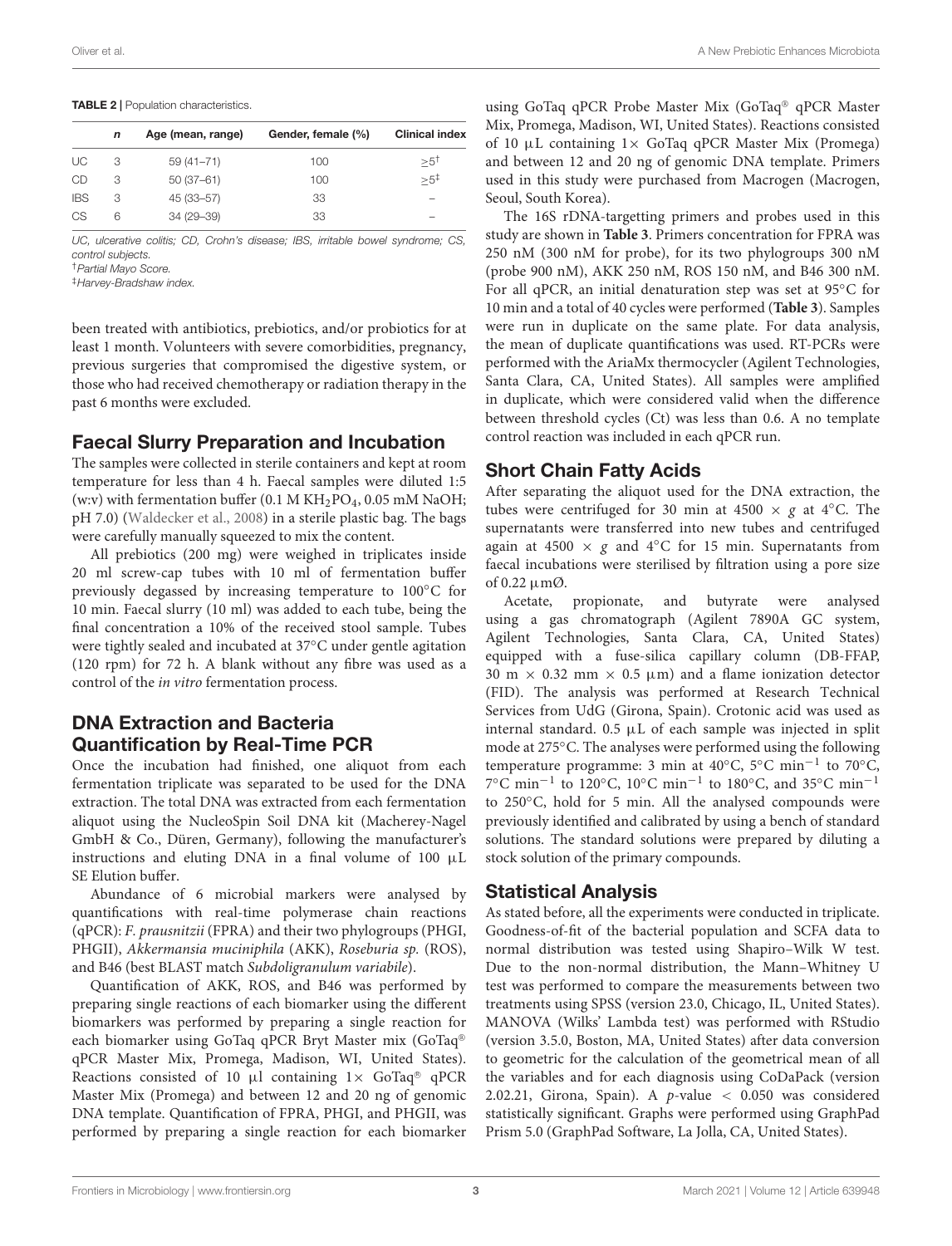**TABLE 2** | Population characteristics.

|  | *n* | Age (mean, range) | Gender, female (%) | Clinical index |
|---|---|---|---|---|
| UC | 3 | 59 (41–71) | 100 | ≥5[†] |
| CD | 3 | 50 (37–61) | 100 | ≥5[‡] |
| IBS | 3 | 45 (33–57) | 33 | – |
| CS | 6 | 34 (29–39) | 33 | – |

*UC, ulcerative colitis; CD, Crohn's disease; IBS, irritable bowel syndrome; CS, control subjects.*
[†] *Partial Mayo Score.*
[‡] *Harvey-Bradshaw index.*

been treated with antibiotics, prebiotics, and/or probiotics for at least 1 month. Volunteers with severe comorbidities, pregnancy, previous surgeries that compromised the digestive system, or those who had received chemotherapy or radiation therapy in the past 6 months were excluded.

## Faecal Slurry Preparation and Incubation

The samples were collected in sterile containers and kept at room temperature for less than 4 h. Faecal samples were diluted 1:5 (w:v) with fermentation buffer (0.1 M $KH_2PO_4$, 0.05 mM NaOH; pH 7.0) (Waldecker et al., 2008) in a sterile plastic bag. The bags were carefully manually squeezed to mix the content.

All prebiotics (200 mg) were weighed in triplicates inside 20 ml screw-cap tubes with 10 ml of fermentation buffer previously degassed by increasing temperature to 100°C for 10 min. Faecal slurry (10 ml) was added to each tube, being the final concentration a 10% of the received stool sample. Tubes were tightly sealed and incubated at 37°C under gentle agitation (120 rpm) for 72 h. A blank without any fibre was used as a control of the *in vitro* fermentation process.

## DNA Extraction and Bacteria Quantification by Real-Time PCR

Once the incubation had finished, one aliquot from each fermentation triplicate was separated to be used for the DNA extraction. The total DNA was extracted from each fermentation aliquot using the NucleoSpin Soil DNA kit (Macherey-Nagel GmbH & Co., Düren, Germany), following the manufacturer's instructions and eluting DNA in a final volume of 100 μL SE Elution buffer.

Abundance of 6 microbial markers were analysed by quantifications with real-time polymerase chain reactions (qPCR): *F. prausnitzii* (FPRA) and their two phylogroups (PHGI, PHGII), *Akkermansia muciniphila* (AKK), *Roseburia sp.* (ROS), and B46 (best BLAST match *Subdoligranulum variabile*).

Quantification of AKK, ROS, and B46 was performed by preparing single reactions of each biomarker using the different biomarkers was performed by preparing a single reaction for each biomarker using GoTaq qPCR Bryt Master mix (GoTaq® qPCR Master Mix, Promega, Madison, WI, United States). Reactions consisted of 10 μl containing 1× GoTaq® qPCR Master Mix (Promega) and between 12 and 20 ng of genomic DNA template. Quantification of FPRA, PHGI, and PHGII, was performed by preparing a single reaction for each biomarker using GoTaq qPCR Probe Master Mix (GoTaq® qPCR Master Mix, Promega, Madison, WI, United States). Reactions consisted of 10 μL containing 1× GoTaq qPCR Master Mix (Promega) and between 12 and 20 ng of genomic DNA template. Primers used in this study were purchased from Macrogen (Macrogen, Seoul, South Korea).

The 16S rDNA-targetting primers and probes used in this study are shown in **Table 3**. Primers concentration for FPRA was 250 nM (300 nM for probe), for its two phylogroups 300 nM (probe 900 nM), AKK 250 nM, ROS 150 nM, and B46 300 nM. For all qPCR, an initial denaturation step was set at 95°C for 10 min and a total of 40 cycles were performed (**Table 3**). Samples were run in duplicate on the same plate. For data analysis, the mean of duplicate quantifications was used. RT-PCRs were performed with the AriaMx thermocycler (Agilent Technologies, Santa Clara, CA, United States). All samples were amplified in duplicate, which were considered valid when the difference between threshold cycles (Ct) was less than 0.6. A no template control reaction was included in each qPCR run.

## Short Chain Fatty Acids

After separating the aliquot used for the DNA extraction, the tubes were centrifuged for 30 min at 4500 × *g* at 4°C. The supernatants were transferred into new tubes and centrifuged again at 4500 × *g* and 4°C for 15 min. Supernatants from faecal incubations were sterilised by filtration using a pore size of 0.22 μmØ.

Acetate, propionate, and butyrate were analysed using a gas chromatograph (Agilent 7890A GC system, Agilent Technologies, Santa Clara, CA, United States) equipped with a fuse-silica capillary column (DB-FFAP, 30 m × 0.32 mm × 0.5 μm) and a flame ionization detector (FID). The analysis was performed at Research Technical Services from UdG (Girona, Spain). Crotonic acid was used as internal standard. 0.5 μL of each sample was injected in split mode at 275°C. The analyses were performed using the following temperature programme: 3 min at 40°C, 5°C $min^{-1}$ to 70°C, 7°C $min^{-1}$ to 120°C, 10°C $min^{-1}$ to 180°C, and 35°C $min^{-1}$ to 250°C, hold for 5 min. All the analysed compounds were previously identified and calibrated by using a bench of standard solutions. The standard solutions were prepared by diluting a stock solution of the primary compounds.

## Statistical Analysis

As stated before, all the experiments were conducted in triplicate. Goodness-of-fit of the bacterial population and SCFA data to normal distribution was tested using Shapiro–Wilk W test. Due to the non-normal distribution, the Mann–Whitney U test was performed to compare the measurements between two treatments using SPSS (version 23.0, Chicago, IL, United States). MANOVA (Wilks' Lambda test) was performed with RStudio (version 3.5.0, Boston, MA, United States) after data conversion to geometric for the calculation of the geometrical mean of all the variables and for each diagnosis using CoDaPack (version 2.02.21, Girona, Spain). A *p*-value $< 0.050$ was considered statistically significant. Graphs were performed using GraphPad Prism 5.0 (GraphPad Software, La Jolla, CA, United States).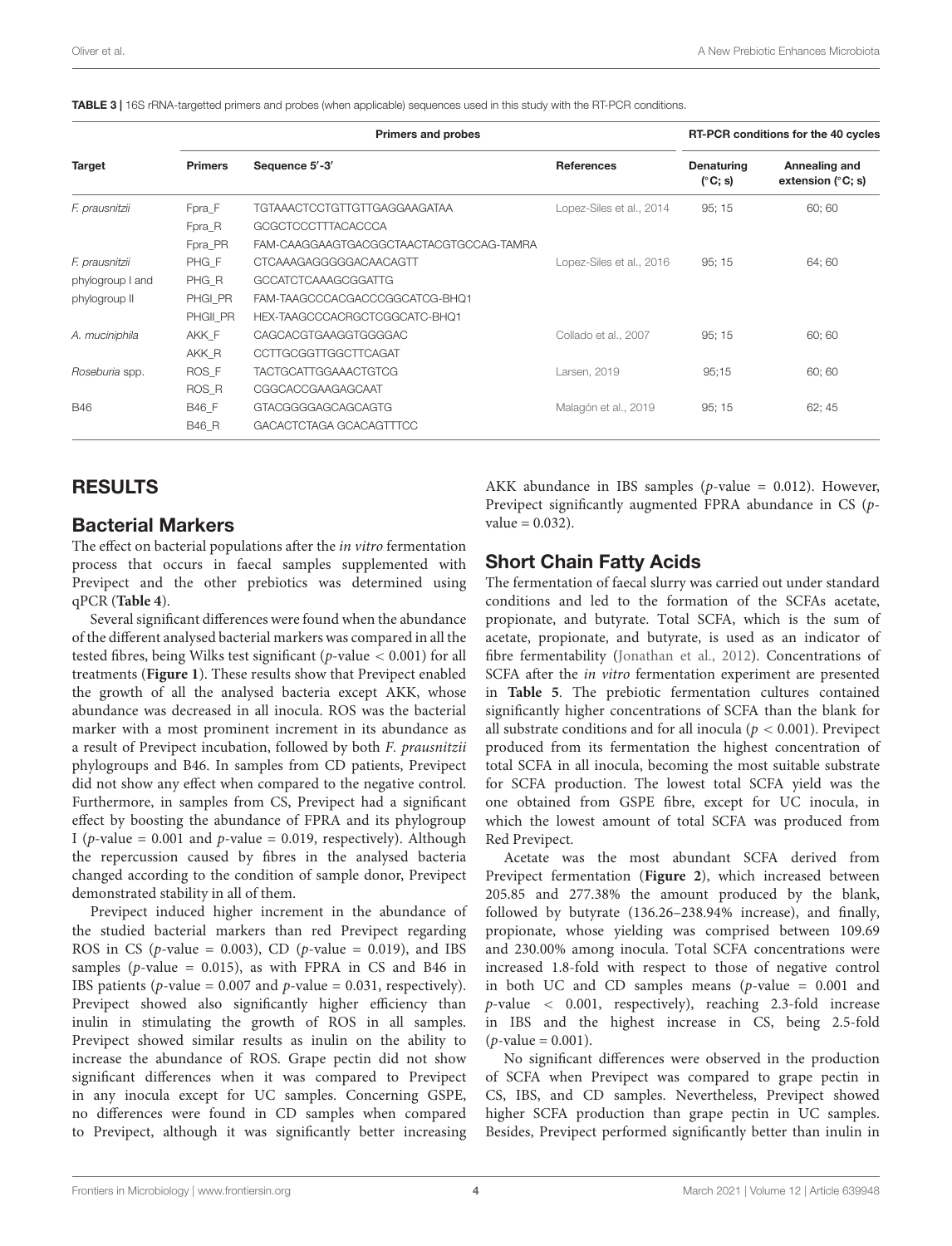**TABLE 3 |** 16S rRNA-targetted primers and probes (when applicable) sequences used in this study with the RT-PCR conditions.

| Target | Primers and probes | | | RT-PCR conditions for the 40 cycles | |
|---|---|---|---|---|---|
| | **Primers** | **Sequence 5′-3′** | **References** | **Denaturing (°C; s)** | **Annealing and extension (°C; s)** |
| *F. prausnitzii* | Fpra_F | TGTAAACTCCTGTTGTTGAGGAAGATAA | Lopez-Siles et al., 2014 | 95; 15 | 60; 60 |
| | Fpra_R | GCGCTCCCTTTACACCCA | | | |
| | Fpra_PR | FAM-CAAGGAAGTGACGGCTAACTACGTGCCAG-TAMRA | | | |
| *F. prausnitzii* phylogroup I and phylogroup II | PHG_F | CTCAAAGAGGGGGACAACAGTT | Lopez-Siles et al., 2016 | 95; 15 | 64; 60 |
| | PHG_R | GCCATCTCAAAGCGGATTG | | | |
| | PHGI_PR | FAM-TAAGCCCACGACCCGGCATCG-BHQ1 | | | |
| | PHGII_PR | HEX-TAAGCCCACRGCTCGGCATC-BHQ1 | | | |
| *A. muciniphila* | AKK_F | CAGCACGTGAAGGTGGGGAC | Collado et al., 2007 | 95; 15 | 60; 60 |
| | AKK_R | CCTTGCGGTTGGCTTCAGAT | | | |
| *Roseburia* spp. | ROS_F | TACTGCATTGGAAACTGTCG | Larsen, 2019 | 95;15 | 60; 60 |
| | ROS_R | CGGCACCGAAGAGCAAT | | | |
| B46 | B46_F | GTACGGGGAGCAGCAGTG | Malagón et al., 2019 | 95; 15 | 62; 45 |
| | B46_R | GACACTCTAGA GCACAGTTTCC | | | |

## RESULTS

### Bacterial Markers

The effect on bacterial populations after the *in vitro* fermentation process that occurs in faecal samples supplemented with Previpect and the other prebiotics was determined using qPCR (**Table 4**).

Several significant differences were found when the abundance of the different analysed bacterial markers was compared in all the tested fibres, being Wilks test significant ($p$-value $< 0.001$) for all treatments (**Figure 1**). These results show that Previpect enabled the growth of all the analysed bacteria except AKK, whose abundance was decreased in all inocula. ROS was the bacterial marker with a most prominent increment in its abundance as a result of Previpect incubation, followed by both *F. prausnitzii* phylogroups and B46. In samples from CD patients, Previpect did not show any effect when compared to the negative control. Furthermore, in samples from CS, Previpect had a significant effect by boosting the abundance of FPRA and its phylogroup I ($p$-value = 0.001 and $p$-value = 0.019, respectively). Although the repercussion caused by fibres in the analysed bacteria changed according to the condition of sample donor, Previpect demonstrated stability in all of them.

Previpect induced higher increment in the abundance of the studied bacterial markers than red Previpect regarding ROS in CS ($p$-value = 0.003), CD ($p$-value = 0.019), and IBS samples ($p$-value = 0.015), as with FPRA in CS and B46 in IBS patients ($p$-value = 0.007 and $p$-value = 0.031, respectively). Previpect showed also significantly higher efficiency than inulin in stimulating the growth of ROS in all samples. Previpect showed similar results as inulin on the ability to increase the abundance of ROS. Grape pectin did not show significant differences when it was compared to Previpect in any inocula except for UC samples. Concerning GSPE, no differences were found in CD samples when compared to Previpect, although it was significantly better increasing AKK abundance in IBS samples ($p$-value = 0.012). However, Previpect significantly augmented FPRA abundance in CS ($p$-value = 0.032).

### Short Chain Fatty Acids

The fermentation of faecal slurry was carried out under standard conditions and led to the formation of the SCFAs acetate, propionate, and butyrate. Total SCFA, which is the sum of acetate, propionate, and butyrate, is used as an indicator of fibre fermentability (Jonathan et al., 2012). Concentrations of SCFA after the *in vitro* fermentation experiment are presented in **Table 5**. The prebiotic fermentation cultures contained significantly higher concentrations of SCFA than the blank for all substrate conditions and for all inocula ($p < 0.001$). Previpect produced from its fermentation the highest concentration of total SCFA in all inocula, becoming the most suitable substrate for SCFA production. The lowest total SCFA yield was the one obtained from GSPE fibre, except for UC inocula, in which the lowest amount of total SCFA was produced from Red Previpect.

Acetate was the most abundant SCFA derived from Previpect fermentation (**Figure 2**), which increased between 205.85 and 277.38% the amount produced by the blank, followed by butyrate (136.26–238.94% increase), and finally, propionate, whose yielding was comprised between 109.69 and 230.00% among inocula. Total SCFA concentrations were increased 1.8-fold with respect to those of negative control in both UC and CD samples means ($p$-value = 0.001 and $p$-value $<$ 0.001, respectively), reaching 2.3-fold increase in IBS and the highest increase in CS, being 2.5-fold ($p$-value = 0.001).

No significant differences were observed in the production of SCFA when Previpect was compared to grape pectin in CS, IBS, and CD samples. Nevertheless, Previpect showed higher SCFA production than grape pectin in UC samples. Besides, Previpect performed significantly better than inulin in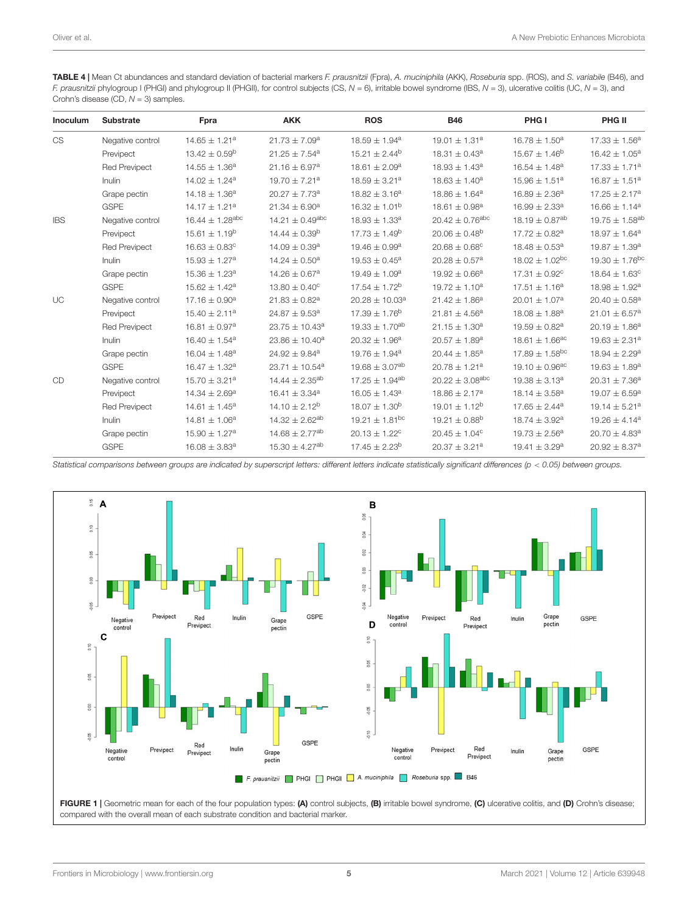**TABLE 4** | Mean Ct abundances and standard deviation of bacterial markers *F. prausnitzii* (Fpra), *A. muciniphila* (AKK), *Roseburia* spp. (ROS), and *S. variabile* (B46), and *F. prausnitzii* phylogroup I (PHGI) and phylogroup II (PHGII), for control subjects (CS, $N = 6$), irritable bowel syndrome (IBS, $N = 3$), ulcerative colitis (UC, $N = 3$), and Crohn's disease (CD, $N = 3$) samples.

| Inoculum | Substrate | Fpra | AKK | ROS | B46 | PHG I | PHG II |
|---|---|---|---|---|---|---|---|
| CS | Negative control | 14.65 ± 1.21[a] | 21.73 ± 7.09[a] | 18.59 ± 1.94[a] | 19.01 ± 1.31[a] | 16.78 ± 1.50[a] | 17.33 ± 1.56[a] |
| | Previpect | 13.42 ± 0.59[b] | 21.25 ± 7.54[a] | 15.21 ± 2.44[b] | 18.31 ± 0.43[a] | 15.67 ± 1.46[b] | 16.42 ± 1.05[a] |
| | Red Previpect | 14.55 ± 1.36[a] | 21.16 ± 6.97[a] | 18.61 ± 2.09[a] | 18.93 ± 1.43[a] | 16.54 ± 1.48[a] | 17.33 ± 1.71[a] |
| | Inulin | 14.02 ± 1.24[a] | 19.70 ± 7.21[a] | 18.59 ± 3.21[a] | 18.63 ± 1.40[a] | 15.96 ± 1.51[a] | 16.87 ± 1.51[a] |
| | Grape pectin | 14.18 ± 1.36[a] | 20.27 ± 7.73[a] | 18.82 ± 3.16[a] | 18.86 ± 1.64[a] | 16.89 ± 2.36[a] | 17.25 ± 2.17[a] |
| | GSPE | 14.17 ± 1.21[a] | 21.34 ± 6.90[a] | 16.32 ± 1.01[b] | 18.61 ± 0.98[a] | 16.99 ± 2.33[a] | 16.66 ± 1.14[a] |
| IBS | Negative control | 16.44 ± 1.28[abc] | 14.21 ± 0.49[abc] | 18.93 ± 1.33[a] | 20.42 ± 0.76[abc] | 18.19 ± 0.87[ab] | 19.75 ± 1.58[ab] |
| | Previpect | 15.61 ± 1.19[b] | 14.44 ± 0.39[b] | 17.73 ± 1.49[b] | 20.06 ± 0.48[b] | 17.72 ± 0.82[a] | 18.97 ± 1.64[a] |
| | Red Previpect | 16.63 ± 0.83[c] | 14.09 ± 0.39[a] | 19.46 ± 0.99[a] | 20.68 ± 0.68[c] | 18.48 ± 0.53[a] | 19.87 ± 1.39[a] |
| | Inulin | 15.93 ± 1.27[a] | 14.24 ± 0.50[a] | 19.53 ± 0.45[a] | 20.28 ± 0.57[a] | 18.02 ± 1.02[bc] | 19.30 ± 1.76[bc] |
| | Grape pectin | 15.36 ± 1.23[a] | 14.26 ± 0.67[a] | 19.49 ± 1.09[a] | 19.92 ± 0.66[a] | 17.31 ± 0.92[c] | 18.64 ± 1.63[c] |
| | GSPE | 15.62 ± 1.42[a] | 13.80 ± 0.40[c] | 17.54 ± 1.72[b] | 19.72 ± 1.10[a] | 17.51 ± 1.16[a] | 18.98 ± 1.92[a] |
| UC | Negative control | 17.16 ± 0.90[a] | 21.83 ± 0.82[a] | 20.28 ± 10.03[a] | 21.42 ± 1.86[a] | 20.01 ± 1.07[a] | 20.40 ± 0.58[a] |
| | Previpect | 15.40 ± 2.11[a] | 24.87 ± 9.53[a] | 17.39 ± 1.76[b] | 21.81 ± 4.56[a] | 18.08 ± 1.88[a] | 21.01 ± 6.57[a] |
| | Red Previpect | 16.81 ± 0.97[a] | 23.75 ± 10.43[a] | 19.33 ± 1.70[ab] | 21.15 ± 1.30[a] | 19.59 ± 0.82[a] | 20.19 ± 1.86[a] |
| | Inulin | 16.40 ± 1.54[a] | 23.86 ± 10.40[a] | 20.32 ± 1.96[a] | 20.57 ± 1.89[a] | 18.61 ± 1.66[ac] | 19.63 ± 2.31[a] |
| | Grape pectin | 16.04 ± 1.48[a] | 24.92 ± 9.84[a] | 19.76 ± 1.94[a] | 20.44 ± 1.85[a] | 17.89 ± 1.58[bc] | 18.94 ± 2.29[a] |
| | GSPE | 16.47 ± 1.32[a] | 23.71 ± 10.54[a] | 19.68 ± 3.07[ab] | 20.78 ± 1.21[a] | 19.10 ± 0.96[ac] | 19.63 ± 1.89[a] |
| CD | Negative control | 15.70 ± 3.21[a] | 14.44 ± 2.35[ab] | 17.25 ± 1.94[ab] | 20.22 ± 3.08[abc] | 19.38 ± 3.13[a] | 20.31 ± 7.36[a] |
| | Previpect | 14.34 ± 2.69[a] | 16.41 ± 3.34[a] | 16.05 ± 1.43[a] | 18.86 ± 2.17[a] | 18.14 ± 3.58[a] | 19.07 ± 6.59[a] |
| | Red Previpect | 14.61 ± 1.45[a] | 14.10 ± 2.12[b] | 18.07 ± 1.30[b] | 19.01 ± 1.12[b] | 17.65 ± 2.44[a] | 19.14 ± 5.21[a] |
| | Inulin | 14.81 ± 1.06[a] | 14.32 ± 2.62[ab] | 19.21 ± 1.81[bc] | 19.21 ± 0.88[b] | 18.74 ± 3.92[a] | 19.26 ± 4.14[a] |
| | Grape pectin | 15.90 ± 1.27[a] | 14.68 ± 2.77[ab] | 20.13 ± 1.22[c] | 20.45 ± 1.04[c] | 19.73 ± 2.56[a] | 20.70 ± 4.83[a] |
| | GSPE | 16.08 ± 3.83[a] | 15.30 ± 4.27[ab] | 17.45 ± 2.23[b] | 20.37 ± 3.21[a] | 19.41 ± 3.29[a] | 20.92 ± 8.37[a] |

*Statistical comparisons between groups are indicated by superscript letters: different letters indicate statistically significant differences ($p < 0.05$) between groups.*

**FIGURE 1** | Geometric mean for each of the four population types: **(A)** control subjects, **(B)** irritable bowel syndrome, **(C)** ulcerative colitis, and **(D)** Crohn's disease; compared with the overall mean of each substrate condition and bacterial marker.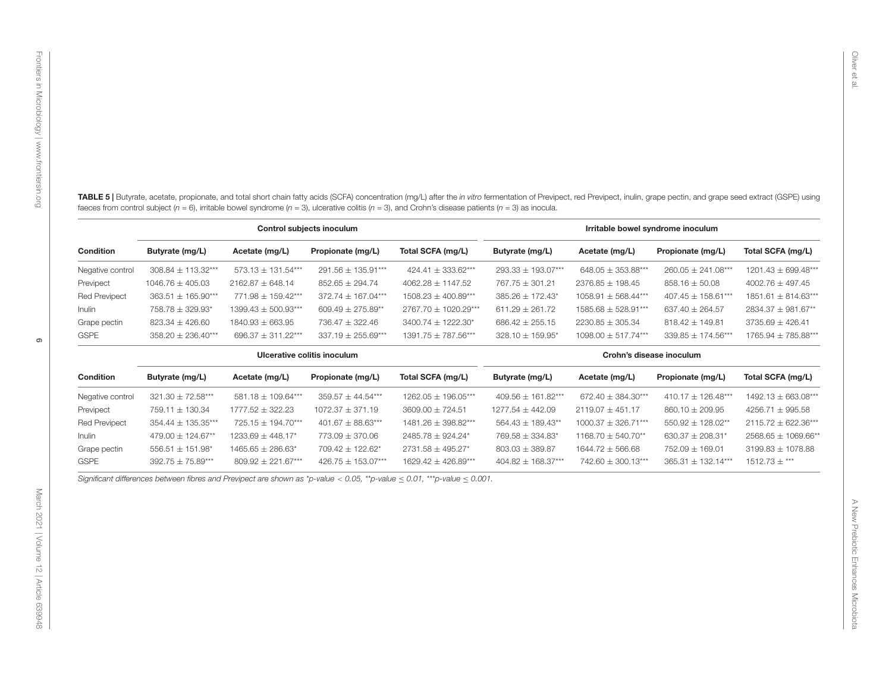**TABLE 5 |** Butyrate, acetate, propionate, and total short chain fatty acids (SCFA) concentration (mg/L) after the *in vitro* fermentation of Previpect, red Previpect, inulin, grape pectin, and grape seed extract (GSPE) using faeces from control subject ($n = 6$), irritable bowel syndrome ($n = 3$), ulcerative colitis ($n = 3$), and Crohn's disease patients ($n = 3$) as inocula.

| | Control subjects inoculum | | | | Irritable bowel syndrome inoculum | | | |
|---|---|---|---|---|---|---|---|---|
| **Condition** | **Butyrate (mg/L)** | **Acetate (mg/L)** | **Propionate (mg/L)** | **Total SCFA (mg/L)** | **Butyrate (mg/L)** | **Acetate (mg/L)** | **Propionate (mg/L)** | **Total SCFA (mg/L)** |
| Negative control | 308.84 ± 113.32*** | 573.13 ± 131.54*** | 291.56 ± 135.91*** | 424.41 ± 333.62*** | 293.33 ± 193.07*** | 648.05 ± 353.88*** | 260.05 ± 241.08*** | 1201.43 ± 699.48*** |
| Previpect | 1046.76 ± 405.03 | 2162.87 ± 648.14 | 852.65 ± 294.74 | 4062.28 ± 1147.52 | 767.75 ± 301.21 | 2376.85 ± 198.45 | 858.16 ± 50.08 | 4002.76 ± 497.45 |
| Red Previpect | 363.51 ± 165.90*** | 771.98 ± 159.42*** | 372.74 ± 167.04*** | 1508.23 ± 400.89*** | 385.26 ± 172.43* | 1058.91 ± 568.44*** | 407.45 ± 158.61*** | 1851.61 ± 814.63*** |
| Inulin | 758.78 ± 329.93* | 1399.43 ± 500.93*** | 609.49 ± 275.89** | 2767.70 ± 1020.29*** | 611.29 ± 261.72 | 1585.68 ± 528.91*** | 637.40 ± 264.57 | 2834.37 ± 981.67** |
| Grape pectin | 823.34 ± 426.60 | 1840.93 ± 663.95 | 736.47 ± 322.46 | 3400.74 ± 1222.30* | 686.42 ± 255.15 | 2230.85 ± 305.34 | 818.42 ± 149.81 | 3735.69 ± 426.41 |
| GSPE | 358.20 ± 236.40*** | 696.37 ± 311.22*** | 337.19 ± 255.69*** | 1391.75 ± 787.56*** | 328.10 ± 159.95* | 1098.00 ± 517.74*** | 339.85 ± 174.56*** | 1765.94 ± 785.88*** |
| | **Ulcerative colitis inoculum** | | | | **Crohn's disease inoculum** | | | |
| **Condition** | **Butyrate (mg/L)** | **Acetate (mg/L)** | **Propionate (mg/L)** | **Total SCFA (mg/L)** | **Butyrate (mg/L)** | **Acetate (mg/L)** | **Propionate (mg/L)** | **Total SCFA (mg/L)** |
| Negative control | 321.30 ± 72.58*** | 581.18 ± 109.64*** | 359.57 ± 44.54*** | 1262.05 ± 196.05*** | 409.56 ± 161.82*** | 672.40 ± 384.30*** | 410.17 ± 126.48*** | 1492.13 ± 663.08*** |
| Previpect | 759.11 ± 130.34 | 1777.52 ± 322.23 | 1072.37 ± 371.19 | 3609.00 ± 724.51 | 1277.54 ± 442.09 | 2119.07 ± 451.17 | 860.10 ± 209.95 | 4256.71 ± 995.58 |
| Red Previpect | 354.44 ± 135.35*** | 725.15 ± 194.70*** | 401.67 ± 88.63*** | 1481.26 ± 398.82*** | 564.43 ± 189.43** | 1000.37 ± 326.71*** | 550.92 ± 128.02** | 2115.72 ± 622.36*** |
| Inulin | 479.00 ± 124.67** | 1233.69 ± 448.17* | 773.09 ± 370.06 | 2485.78 ± 924.24* | 769.58 ± 334.83* | 1168.70 ± 540.70** | 630.37 ± 208.31* | 2568.65 ± 1069.66** |
| Grape pectin | 556.51 ± 151.98* | 1465.65 ± 286.63* | 709.42 ± 122.62* | 2731.58 ± 495.27* | 803.03 ± 389.87 | 1644.72 ± 566.68 | 752.09 ± 169.01 | 3199.83 ± 1078.88 |
| GSPE | 392.75 ± 75.89*** | 809.92 ± 221.67*** | 426.75 ± 153.07*** | 1629.42 ± 426.89*** | 404.82 ± 168.37*** | 742.60 ± 300.13*** | 365.31 ± 132.14*** | 1512.73 ± *** |

*Significant differences between fibres and Previpect are shown as *p-value < 0.05, **p-value ≤ 0.01, ***p-value ≤ 0.001.*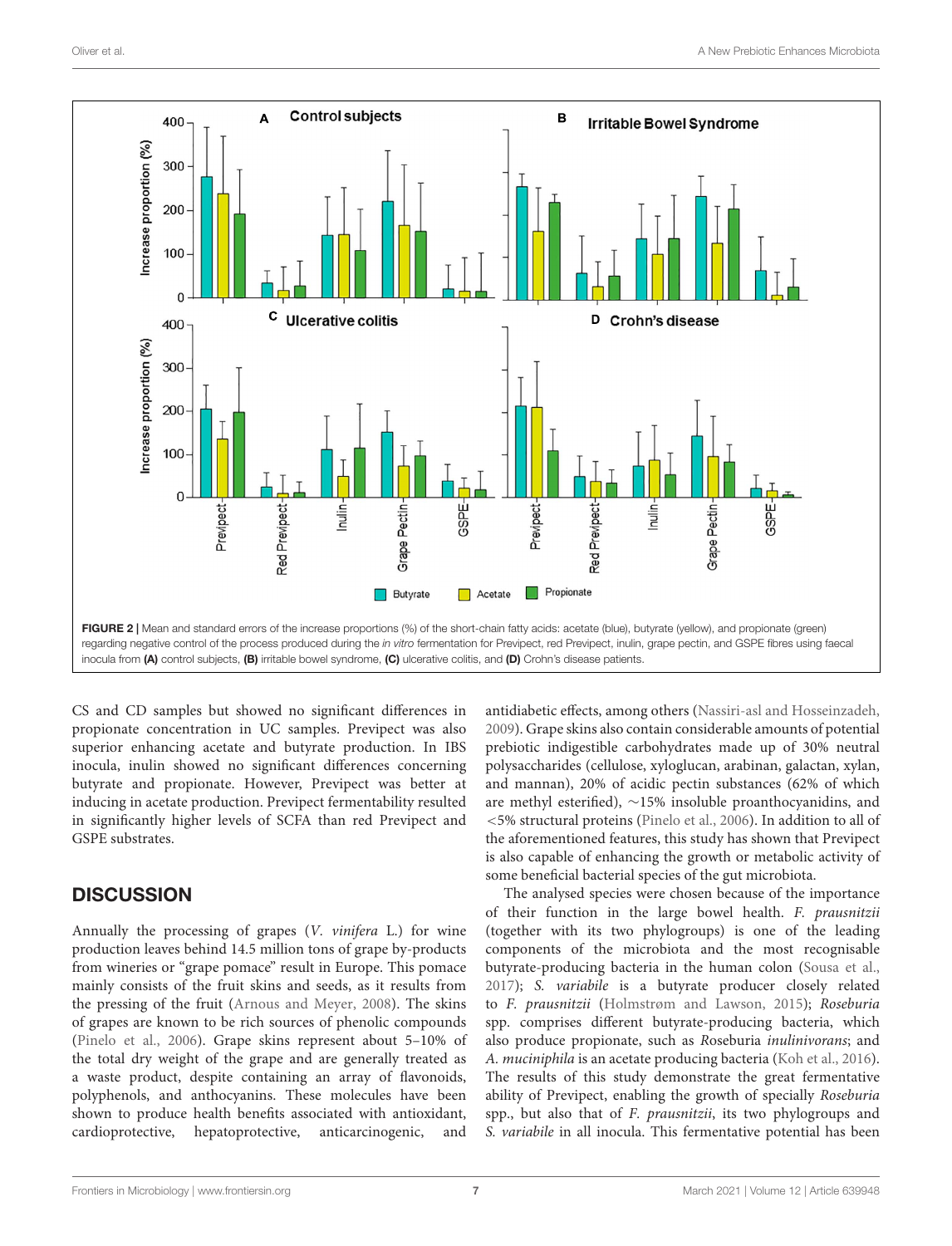FIGURE 2 | Mean and standard errors of the increase proportions (%) of the short-chain fatty acids: acetate (blue), butyrate (yellow), and propionate (green) regarding negative control of the process produced during the *in vitro* fermentation for Previpect, red Previpect, inulin, grape pectin, and GSPE fibres using faecal inocula from **(A)** control subjects, **(B)** irritable bowel syndrome, **(C)** ulcerative colitis, and **(D)** Crohn's disease patients.

CS and CD samples but showed no significant differences in propionate concentration in UC samples. Previpect was also superior enhancing acetate and butyrate production. In IBS inocula, inulin showed no significant differences concerning butyrate and propionate. However, Previpect was better at inducing in acetate production. Previpect fermentability resulted in significantly higher levels of SCFA than red Previpect and GSPE substrates.

## DISCUSSION

Annually the processing of grapes (*V. vinifera* L.) for wine production leaves behind 14.5 million tons of grape by-products from wineries or "grape pomace" result in Europe. This pomace mainly consists of the fruit skins and seeds, as it results from the pressing of the fruit (Arnous and Meyer, 2008). The skins of grapes are known to be rich sources of phenolic compounds (Pinelo et al., 2006). Grape skins represent about 5–10% of the total dry weight of the grape and are generally treated as a waste product, despite containing an array of flavonoids, polyphenols, and anthocyanins. These molecules have been shown to produce health benefits associated with antioxidant, cardioprotective, hepatoprotective, anticarcinogenic, and antidiabetic effects, among others (Nassiri-asl and Hosseinzadeh, 2009). Grape skins also contain considerable amounts of potential prebiotic indigestible carbohydrates made up of 30% neutral polysaccharides (cellulose, xyloglucan, arabinan, galactan, xylan, and mannan), 20% of acidic pectin substances (62% of which are methyl esterified), ~15% insoluble proanthocyanidins, and <5% structural proteins (Pinelo et al., 2006). In addition to all of the aforementioned features, this study has shown that Previpect is also capable of enhancing the growth or metabolic activity of some beneficial bacterial species of the gut microbiota.

The analysed species were chosen because of the importance of their function in the large bowel health. *F. prausnitzii* (together with its two phylogroups) is one of the leading components of the microbiota and the most recognisable butyrate-producing bacteria in the human colon (Sousa et al., 2017); *S. variabile* is a butyrate producer closely related to *F. prausnitzii* (Holmstrøm and Lawson, 2015); *Roseburia* spp. comprises different butyrate-producing bacteria, which also produce propionate, such as Roseburia *inulinivorans*; and *A. muciniphila* is an acetate producing bacteria (Koh et al., 2016). The results of this study demonstrate the great fermentative ability of Previpect, enabling the growth of specially *Roseburia* spp., but also that of *F. prausnitzii*, its two phylogroups and *S. variabile* in all inocula. This fermentative potential has been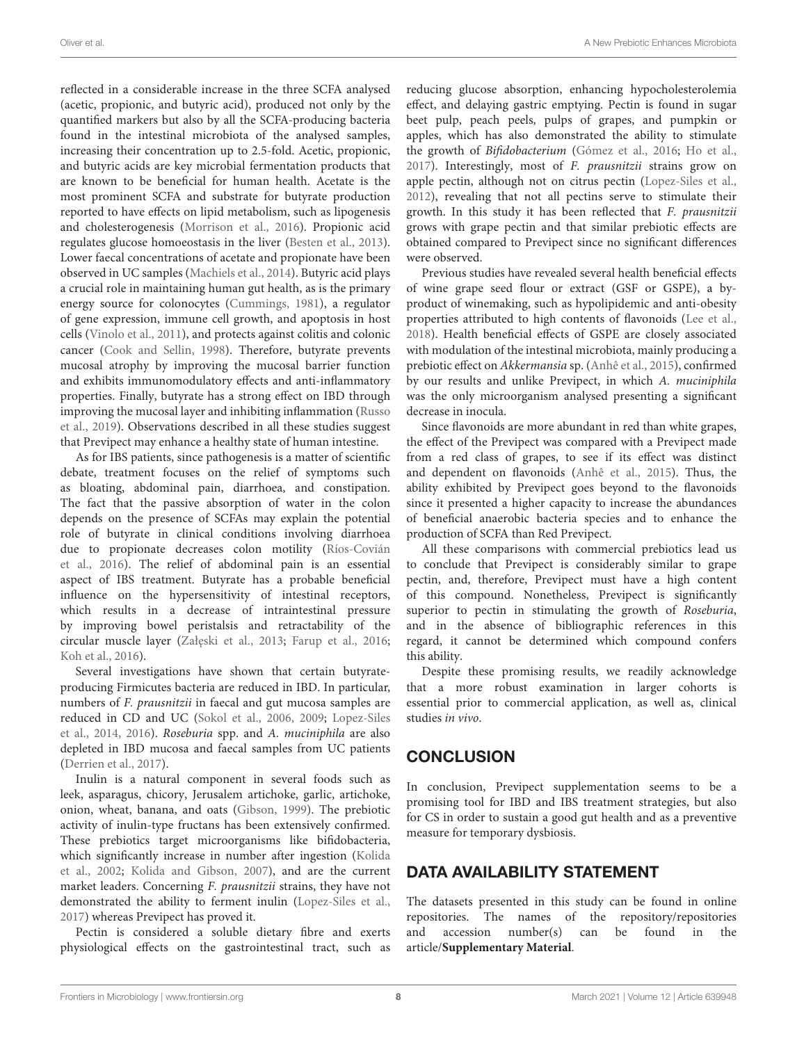reflected in a considerable increase in the three SCFA analysed (acetic, propionic, and butyric acid), produced not only by the quantified markers but also by all the SCFA-producing bacteria found in the intestinal microbiota of the analysed samples, increasing their concentration up to 2.5-fold. Acetic, propionic, and butyric acids are key microbial fermentation products that are known to be beneficial for human health. Acetate is the most prominent SCFA and substrate for butyrate production reported to have effects on lipid metabolism, such as lipogenesis and cholesterogenesis (Morrison et al., 2016). Propionic acid regulates glucose homoeostasis in the liver (Besten et al., 2013). Lower faecal concentrations of acetate and propionate have been observed in UC samples (Machiels et al., 2014). Butyric acid plays a crucial role in maintaining human gut health, as is the primary energy source for colonocytes (Cummings, 1981), a regulator of gene expression, immune cell growth, and apoptosis in host cells (Vinolo et al., 2011), and protects against colitis and colonic cancer (Cook and Sellin, 1998). Therefore, butyrate prevents mucosal atrophy by improving the mucosal barrier function and exhibits immunomodulatory effects and anti-inflammatory properties. Finally, butyrate has a strong effect on IBD through improving the mucosal layer and inhibiting inflammation (Russo et al., 2019). Observations described in all these studies suggest that Previpect may enhance a healthy state of human intestine.

As for IBS patients, since pathogenesis is a matter of scientific debate, treatment focuses on the relief of symptoms such as bloating, abdominal pain, diarrhoea, and constipation. The fact that the passive absorption of water in the colon depends on the presence of SCFAs may explain the potential role of butyrate in clinical conditions involving diarrhoea due to propionate decreases colon motility (Ríos-Covián et al., 2016). The relief of abdominal pain is an essential aspect of IBS treatment. Butyrate has a probable beneficial influence on the hypersensitivity of intestinal receptors, which results in a decrease of intraintestinal pressure by improving bowel peristalsis and retractability of the circular muscle layer (Załęski et al., 2013; Farup et al., 2016; Koh et al., 2016).

Several investigations have shown that certain butyrate-producing Firmicutes bacteria are reduced in IBD. In particular, numbers of *F. prausnitzii* in faecal and gut mucosa samples are reduced in CD and UC (Sokol et al., 2006, 2009; Lopez-Siles et al., 2014, 2016). *Roseburia* spp. and *A. muciniphila* are also depleted in IBD mucosa and faecal samples from UC patients (Derrien et al., 2017).

Inulin is a natural component in several foods such as leek, asparagus, chicory, Jerusalem artichoke, garlic, artichoke, onion, wheat, banana, and oats (Gibson, 1999). The prebiotic activity of inulin-type fructans has been extensively confirmed. These prebiotics target microorganisms like bifidobacteria, which significantly increase in number after ingestion (Kolida et al., 2002; Kolida and Gibson, 2007), and are the current market leaders. Concerning *F. prausnitzii* strains, they have not demonstrated the ability to ferment inulin (Lopez-Siles et al., 2017) whereas Previpect has proved it.

Pectin is considered a soluble dietary fibre and exerts physiological effects on the gastrointestinal tract, such as reducing glucose absorption, enhancing hypocholesterolemia effect, and delaying gastric emptying. Pectin is found in sugar beet pulp, peach peels, pulps of grapes, and pumpkin or apples, which has also demonstrated the ability to stimulate the growth of *Bifidobacterium* (Gómez et al., 2016; Ho et al., 2017). Interestingly, most of *F. prausnitzii* strains grow on apple pectin, although not on citrus pectin (Lopez-Siles et al., 2012), revealing that not all pectins serve to stimulate their growth. In this study it has been reflected that *F. prausnitzii* grows with grape pectin and that similar prebiotic effects are obtained compared to Previpect since no significant differences were observed.

Previous studies have revealed several health beneficial effects of wine grape seed flour or extract (GSF or GSPE), a by-product of winemaking, such as hypolipidemic and anti-obesity properties attributed to high contents of flavonoids (Lee et al., 2018). Health beneficial effects of GSPE are closely associated with modulation of the intestinal microbiota, mainly producing a prebiotic effect on *Akkermansia* sp. (Anhê et al., 2015), confirmed by our results and unlike Previpect, in which *A. muciniphila* was the only microorganism analysed presenting a significant decrease in inocula.

Since flavonoids are more abundant in red than white grapes, the effect of the Previpect was compared with a Previpect made from a red class of grapes, to see if its effect was distinct and dependent on flavonoids (Anhê et al., 2015). Thus, the ability exhibited by Previpect goes beyond to the flavonoids since it presented a higher capacity to increase the abundances of beneficial anaerobic bacteria species and to enhance the production of SCFA than Red Previpect.

All these comparisons with commercial prebiotics lead us to conclude that Previpect is considerably similar to grape pectin, and, therefore, Previpect must have a high content of this compound. Nonetheless, Previpect is significantly superior to pectin in stimulating the growth of *Roseburia*, and in the absence of bibliographic references in this regard, it cannot be determined which compound confers this ability.

Despite these promising results, we readily acknowledge that a more robust examination in larger cohorts is essential prior to commercial application, as well as, clinical studies *in vivo*.

## CONCLUSION

In conclusion, Previpect supplementation seems to be a promising tool for IBD and IBS treatment strategies, but also for CS in order to sustain a good gut health and as a preventive measure for temporary dysbiosis.

## DATA AVAILABILITY STATEMENT

The datasets presented in this study can be found in online repositories. The names of the repository/repositories and accession number(s) can be found in the article/**Supplementary Material**.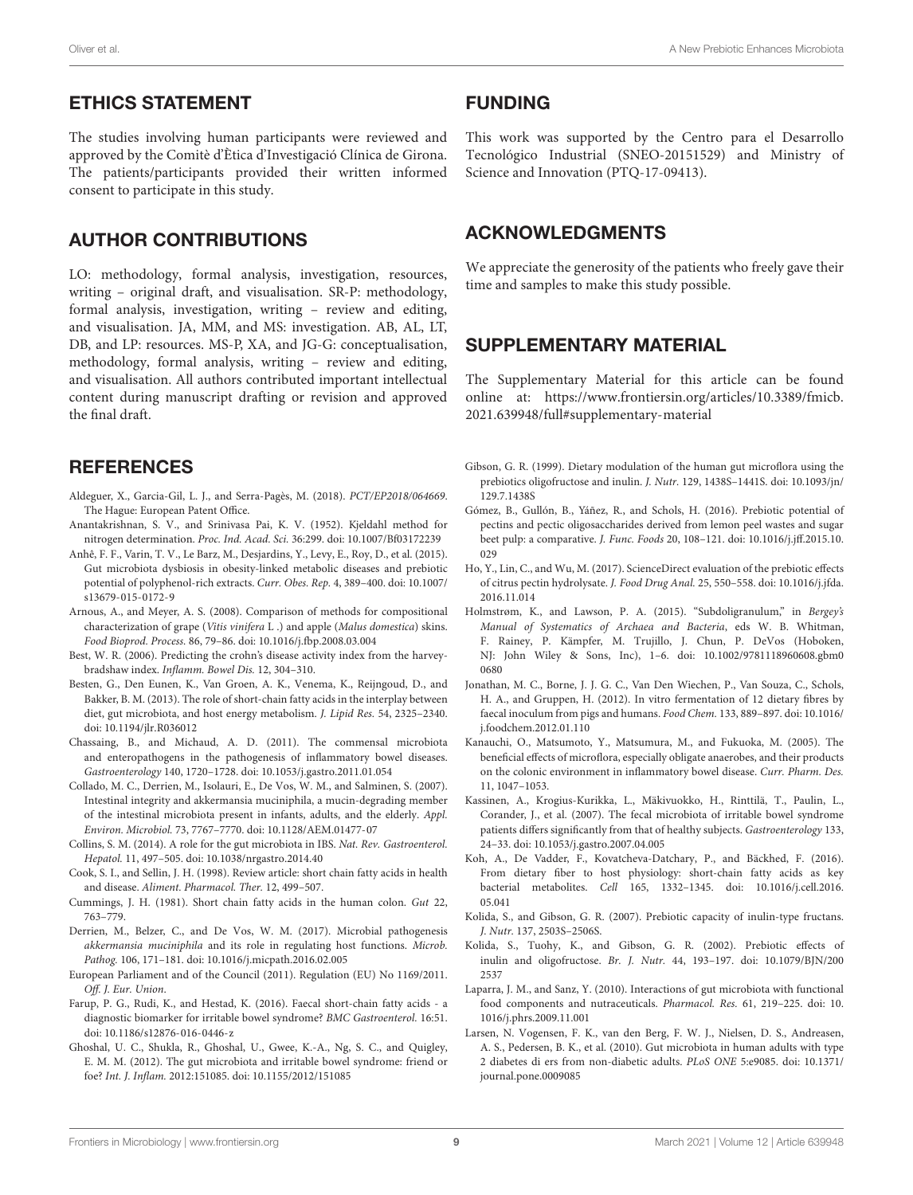## ETHICS STATEMENT

The studies involving human participants were reviewed and approved by the Comitè d'Ètica d'Investigació Clínica de Girona. The patients/participants provided their written informed consent to participate in this study.

## AUTHOR CONTRIBUTIONS

LO: methodology, formal analysis, investigation, resources, writing – original draft, and visualisation. SR-P: methodology, formal analysis, investigation, writing – review and editing, and visualisation. JA, MM, and MS: investigation. AB, AL, LT, DB, and LP: resources. MS-P, XA, and JG-G: conceptualisation, methodology, formal analysis, writing – review and editing, and visualisation. All authors contributed important intellectual content during manuscript drafting or revision and approved the final draft.

## FUNDING

This work was supported by the Centro para el Desarrollo Tecnológico Industrial (SNEO-20151529) and Ministry of Science and Innovation (PTQ-17-09413).

## ACKNOWLEDGMENTS

We appreciate the generosity of the patients who freely gave their time and samples to make this study possible.

## SUPPLEMENTARY MATERIAL

The Supplementary Material for this article can be found online at: https://www.frontiersin.org/articles/10.3389/fmicb.2021.639948/full#supplementary-material

## REFERENCES

Aldeguer, X., Garcia-Gil, L. J., and Serra-Pagès, M. (2018). *PCT/EP2018/064669*. The Hague: European Patent Office.

Anantakrishnan, S. V., and Srinivasa Pai, K. V. (1952). Kjeldahl method for nitrogen determination. *Proc. Ind. Acad. Sci.* 36:299. doi: 10.1007/Bf03172239

Anhê, F. F., Varin, T. V., Le Barz, M., Desjardins, Y., Levy, E., Roy, D., et al. (2015). Gut microbiota dysbiosis in obesity-linked metabolic diseases and prebiotic potential of polyphenol-rich extracts. *Curr. Obes. Rep.* 4, 389–400. doi: 10.1007/s13679-015-0172-9

Arnous, A., and Meyer, A. S. (2008). Comparison of methods for compositional characterization of grape (*Vitis vinifera* L .) and apple (*Malus domestica*) skins. *Food Bioprod. Process.* 86, 79–86. doi: 10.1016/j.fbp.2008.03.004

Best, W. R. (2006). Predicting the crohn's disease activity index from the harvey-bradshaw index. *Inflamm. Bowel Dis.* 12, 304–310.

Besten, G., Den Eunen, K., Van Groen, A. K., Venema, K., Reijngoud, D., and Bakker, B. M. (2013). The role of short-chain fatty acids in the interplay between diet, gut microbiota, and host energy metabolism. *J. Lipid Res.* 54, 2325–2340. doi: 10.1194/jlr.R036012

Chassaing, B., and Michaud, A. D. (2011). The commensal microbiota and enteropathogens in the pathogenesis of inflammatory bowel diseases. *Gastroenterology* 140, 1720–1728. doi: 10.1053/j.gastro.2011.01.054

Collado, M. C., Derrien, M., Isolauri, E., De Vos, W. M., and Salminen, S. (2007). Intestinal integrity and akkermansia muciniphila, a mucin-degrading member of the intestinal microbiota present in infants, adults, and the elderly. *Appl. Environ. Microbiol.* 73, 7767–7770. doi: 10.1128/AEM.01477-07

Collins, S. M. (2014). A role for the gut microbiota in IBS. *Nat. Rev. Gastroenterol. Hepatol.* 11, 497–505. doi: 10.1038/nrgastro.2014.40

Cook, S. I., and Sellin, J. H. (1998). Review article: short chain fatty acids in health and disease. *Aliment. Pharmacol. Ther.* 12, 499–507.

Cummings, J. H. (1981). Short chain fatty acids in the human colon. *Gut* 22, 763–779.

Derrien, M., Belzer, C., and De Vos, W. M. (2017). Microbial pathogenesis *akkermansia muciniphila* and its role in regulating host functions. *Microb. Pathog.* 106, 171–181. doi: 10.1016/j.micpath.2016.02.005

European Parliament and of the Council (2011). Regulation (EU) No 1169/2011. *Off. J. Eur. Union.*

Farup, P. G., Rudi, K., and Hestad, K. (2016). Faecal short-chain fatty acids - a diagnostic biomarker for irritable bowel syndrome? *BMC Gastroenterol.* 16:51. doi: 10.1186/s12876-016-0446-z

Ghoshal, U. C., Shukla, R., Ghoshal, U., Gwee, K.-A., Ng, S. C., and Quigley, E. M. M. (2012). The gut microbiota and irritable bowel syndrome: friend or foe? *Int. J. Inflam.* 2012:151085. doi: 10.1155/2012/151085

Gibson, G. R. (1999). Dietary modulation of the human gut microflora using the prebiotics oligofructose and inulin. *J. Nutr.* 129, 1438S–1441S. doi: 10.1093/jn/129.7.1438S

Gómez, B., Gullón, B., Yáñez, R., and Schols, H. (2016). Prebiotic potential of pectins and pectic oligosaccharides derived from lemon peel wastes and sugar beet pulp: a comparative. *J. Func. Foods* 20, 108–121. doi: 10.1016/j.jff.2015.10.029

Ho, Y., Lin, C., and Wu, M. (2017). ScienceDirect evaluation of the prebiotic effects of citrus pectin hydrolysate. *J. Food Drug Anal.* 25, 550–558. doi: 10.1016/j.jfda.2016.11.014

Holmstrøm, K., and Lawson, P. A. (2015). "Subdoligranulum," in *Bergey's Manual of Systematics of Archaea and Bacteria*, eds W. B. Whitman, F. Rainey, P. Kämpfer, M. Trujillo, J. Chun, P. DeVos (Hoboken, NJ: John Wiley & Sons, Inc), 1–6. doi: 10.1002/9781118960608.gbm00680

Jonathan, M. C., Borne, J. J. G. C., Van Den Wiechen, P., Van Souza, C., Schols, H. A., and Gruppen, H. (2012). In vitro fermentation of 12 dietary fibres by faecal inoculum from pigs and humans. *Food Chem.* 133, 889–897. doi: 10.1016/j.foodchem.2012.01.110

Kanauchi, O., Matsumoto, Y., Matsumura, M., and Fukuoka, M. (2005). The beneficial effects of microflora, especially obligate anaerobes, and their products on the colonic environment in inflammatory bowel disease. *Curr. Pharm. Des.* 11, 1047–1053.

Kassinen, A., Krogius-Kurikka, L., Mäkivuokko, H., Rinttilä, T., Paulin, L., Corander, J., et al. (2007). The fecal microbiota of irritable bowel syndrome patients differs significantly from that of healthy subjects. *Gastroenterology* 133, 24–33. doi: 10.1053/j.gastro.2007.04.005

Koh, A., De Vadder, F., Kovatcheva-Datchary, P., and Bäckhed, F. (2016). From dietary fiber to host physiology: short-chain fatty acids as key bacterial metabolites. *Cell* 165, 1332–1345. doi: 10.1016/j.cell.2016.05.041

Kolida, S., and Gibson, G. R. (2007). Prebiotic capacity of inulin-type fructans. *J. Nutr.* 137, 2503S–2506S.

Kolida, S., Tuohy, K., and Gibson, G. R. (2002). Prebiotic effects of inulin and oligofructose. *Br. J. Nutr.* 44, 193–197. doi: 10.1079/BJN2002537

Laparra, J. M., and Sanz, Y. (2010). Interactions of gut microbiota with functional food components and nutraceuticals. *Pharmacol. Res.* 61, 219–225. doi: 10.1016/j.phrs.2009.11.001

Larsen, N. Vogensen, F. K., van den Berg, F. W. J., Nielsen, D. S., Andreasen, A. S., Pedersen, B. K., et al. (2010). Gut microbiota in human adults with type 2 diabetes di ers from non-diabetic adults. *PLoS ONE* 5:e9085. doi: 10.1371/journal.pone.0009085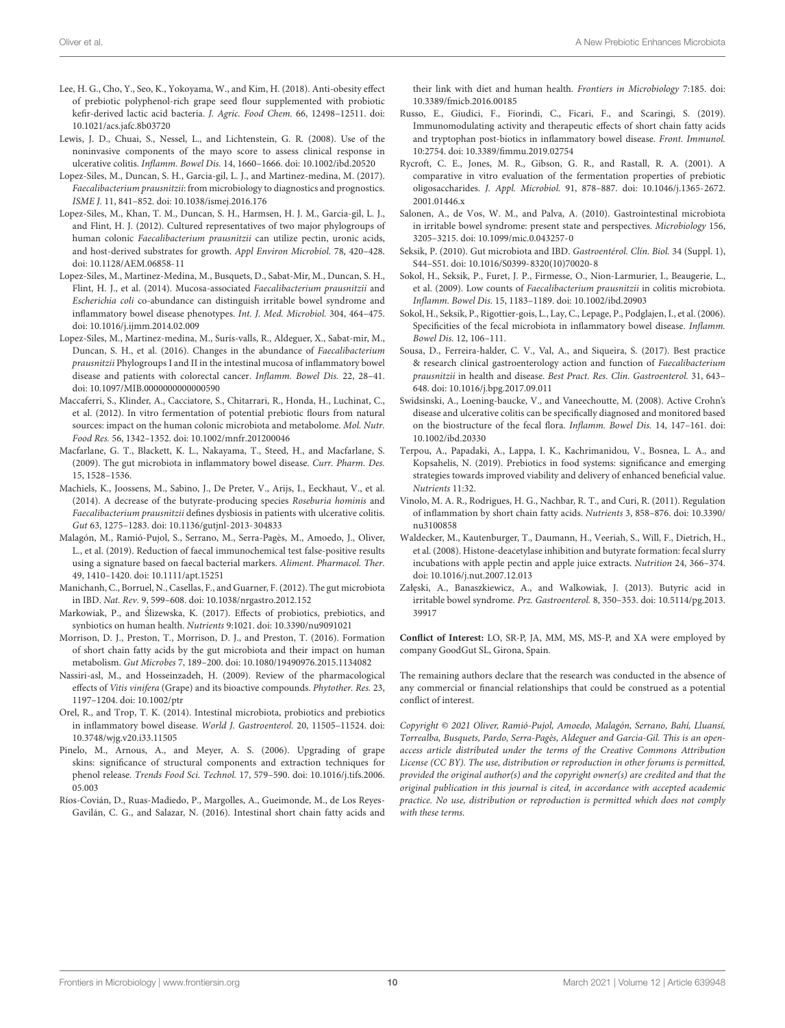Lee, H. G., Cho, Y., Seo, K., Yokoyama, W., and Kim, H. (2018). Anti-obesity effect of prebiotic polyphenol-rich grape seed flour supplemented with probiotic kefir-derived lactic acid bacteria. *J. Agric. Food Chem.* 66, 12498–12511. doi: 10.1021/acs.jafc.8b03720

Lewis, J. D., Chuai, S., Nessel, L., and Lichtenstein, G. R. (2008). Use of the noninvasive components of the mayo score to assess clinical response in ulcerative colitis. *Inflamm. Bowel Dis.* 14, 1660–1666. doi: 10.1002/ibd.20520

Lopez-Siles, M., Duncan, S. H., Garcia-gil, L. J., and Martinez-medina, M. (2017). *Faecalibacterium prausnitzii*: from microbiology to diagnostics and prognostics. *ISME J.* 11, 841–852. doi: 10.1038/ismej.2016.176

Lopez-Siles, M., Khan, T. M., Duncan, S. H., Harmsen, H. J. M., Garcia-gil, L. J., and Flint, H. J. (2012). Cultured representatives of two major phylogroups of human colonic *Faecalibacterium prausnitzii* can utilize pectin, uronic acids, and host-derived substrates for growth. *Appl Environ Microbiol.* 78, 420–428. doi: 10.1128/AEM.06858-11

Lopez-Siles, M., Martinez-Medina, M., Busquets, D., Sabat-Mir, M., Duncan, S. H., Flint, H. J., et al. (2014). Mucosa-associated *Faecalibacterium prausnitzii* and *Escherichia coli* co-abundance can distinguish irritable bowel syndrome and inflammatory bowel disease phenotypes. *Int. J. Med. Microbiol.* 304, 464–475. doi: 10.1016/j.ijmm.2014.02.009

Lopez-Siles, M., Martinez-medina, M., Surís-valls, R., Aldeguer, X., Sabat-mir, M., Duncan, S. H., et al. (2016). Changes in the abundance of *Faecalibacterium prausnitzii* Phylogroups I and II in the intestinal mucosa of inflammatory bowel disease and patients with colorectal cancer. *Inflamm. Bowel Dis.* 22, 28–41. doi: 10.1097/MIB.0000000000000590

Maccaferri, S., Klinder, A., Cacciatore, S., Chitarrari, R., Honda, H., Luchinat, C., et al. (2012). In vitro fermentation of potential prebiotic flours from natural sources: impact on the human colonic microbiota and metabolome. *Mol. Nutr. Food Res.* 56, 1342–1352. doi: 10.1002/mnfr.201200046

Macfarlane, G. T., Blackett, K. L., Nakayama, T., Steed, H., and Macfarlane, S. (2009). The gut microbiota in inflammatory bowel disease. *Curr. Pharm. Des.* 15, 1528–1536.

Machiels, K., Joossens, M., Sabino, J., De Preter, V., Arijs, I., Eeckhaut, V., et al. (2014). A decrease of the butyrate-producing species *Roseburia hominis* and *Faecalibacterium prausnitzii* defines dysbiosis in patients with ulcerative colitis. *Gut* 63, 1275–1283. doi: 10.1136/gutjnl-2013-304833

Malagón, M., Ramió-Pujol, S., Serrano, M., Serra-Pagès, M., Amoedo, J., Oliver, L., et al. (2019). Reduction of faecal immunochemical test false-positive results using a signature based on faecal bacterial markers. *Aliment. Pharmacol. Ther.* 49, 1410–1420. doi: 10.1111/apt.15251

Manichanh, C., Borruel, N., Casellas, F., and Guarner, F. (2012). The gut microbiota in IBD. *Nat. Rev.* 9, 599–608. doi: 10.1038/nrgastro.2012.152

Markowiak, P., and Śliżewska, K. (2017). Effects of probiotics, prebiotics, and synbiotics on human health. *Nutrients* 9:1021. doi: 10.3390/nu9091021

Morrison, D. J., Preston, T., Morrison, D. J., and Preston, T. (2016). Formation of short chain fatty acids by the gut microbiota and their impact on human metabolism. *Gut Microbes* 7, 189–200. doi: 10.1080/19490976.2015.1134082

Nassiri-asl, M., and Hosseinzadeh, H. (2009). Review of the pharmacological effects of *Vitis vinifera* (Grape) and its bioactive compounds. *Phytother. Res.* 23, 1197–1204. doi: 10.1002/ptr

Orel, R., and Trop, T. K. (2014). Intestinal microbiota, probiotics and prebiotics in inflammatory bowel disease. *World J. Gastroenterol.* 20, 11505–11524. doi: 10.3748/wjg.v20.i33.11505

Pinelo, M., Arnous, A., and Meyer, A. S. (2006). Upgrading of grape skins: significance of structural components and extraction techniques for phenol release. *Trends Food Sci. Technol.* 17, 579–590. doi: 10.1016/j.tifs.2006.05.003

Ríos-Covián, D., Ruas-Madiedo, P., Margolles, A., Gueimonde, M., de Los Reyes-Gavilán, C. G., and Salazar, N. (2016). Intestinal short chain fatty acids and their link with diet and human health. *Frontiers in Microbiology* 7:185. doi: 10.3389/fmicb.2016.00185

Russo, E., Giudici, F., Fiorindi, C., Ficari, F., and Scaringi, S. (2019). Immunomodulating activity and therapeutic effects of short chain fatty acids and tryptophan post-biotics in inflammatory bowel disease. *Front. Immunol.* 10:2754. doi: 10.3389/fimmu.2019.02754

Rycroft, C. E., Jones, M. R., Gibson, G. R., and Rastall, R. A. (2001). A comparative in vitro evaluation of the fermentation properties of prebiotic oligosaccharides. *J. Appl. Microbiol.* 91, 878–887. doi: 10.1046/j.1365-2672.2001.01446.x

Salonen, A., de Vos, W. M., and Palva, A. (2010). Gastrointestinal microbiota in irritable bowel syndrome: present state and perspectives. *Microbiology* 156, 3205–3215. doi: 10.1099/mic.0.043257-0

Seksik, P. (2010). Gut microbiota and IBD. *Gastroentérol. Clín. Biol.* 34 (Suppl. 1), S44–S51. doi: 10.1016/S0399-8320(10)70020-8

Sokol, H., Seksik, P., Furet, J. P., Firmesse, O., Nion-Larmurier, I., Beaugerie, L., et al. (2009). Low counts of *Faecalibacterium prausnitzii* in colitis microbiota. *Inflamm. Bowel Dis.* 15, 1183–1189. doi: 10.1002/ibd.20903

Sokol, H., Seksik, P., Rigottier-gois, L., Lay, C., Lepage, P., Podglajen, I., et al. (2006). Specificities of the fecal microbiota in inflammatory bowel disease. *Inflamm. Bowel Dis.* 12, 106–111.

Sousa, D., Ferreira-halder, C. V., Val, A., and Siqueira, S. (2017). Best practice & research clinical gastroenterology action and function of *Faecalibacterium prausnitzii* in health and disease. *Best Pract. Res. Clin. Gastroenterol.* 31, 643–648. doi: 10.1016/j.bpg.2017.09.011

Swidsinski, A., Loening-baucke, V., and Vaneechoutte, M. (2008). Active Crohn's disease and ulcerative colitis can be specifically diagnosed and monitored based on the biostructure of the fecal flora. *Inflamm. Bowel Dis.* 14, 147–161. doi: 10.1002/ibd.20330

Terpou, A., Papadaki, A., Lappa, I. K., Kachrimanidou, V., Bosnea, L. A., and Kopsahelis, N. (2019). Prebiotics in food systems: significance and emerging strategies towards improved viability and delivery of enhanced beneficial value. *Nutrients* 11:32.

Vinolo, M. A. R., Rodrigues, H. G., Nachbar, R. T., and Curi, R. (2011). Regulation of inflammation by short chain fatty acids. *Nutrients* 3, 858–876. doi: 10.3390/nu3100858

Waldecker, M., Kautenburger, T., Daumann, H., Veeriah, S., Will, F., Dietrich, H., et al. (2008). Histone-deacetylase inhibition and butyrate formation: fecal slurry incubations with apple pectin and apple juice extracts. *Nutrition* 24, 366–374. doi: 10.1016/j.nut.2007.12.013

Załęski, A., Banaszkiewicz, A., and Walkowiak, J. (2013). Butyric acid in irritable bowel syndrome. *Prz. Gastroenterol.* 8, 350–353. doi: 10.5114/pg.2013.39917

**Conflict of Interest:** LO, SR-P, JA, MM, MS, MS-P, and XA were employed by company GoodGut SL, Girona, Spain.

The remaining authors declare that the research was conducted in the absence of any commercial or financial relationships that could be construed as a potential conflict of interest.

*Copyright © 2021 Oliver, Ramió-Pujol, Amoedo, Malagón, Serrano, Bahí, Lluansí, Torrealba, Busquets, Pardo, Serra-Pagès, Aldeguer and Garcia-Gil. This is an open-access article distributed under the terms of the Creative Commons Attribution License (CC BY). The use, distribution or reproduction in other forums is permitted, provided the original author(s) and the copyright owner(s) are credited and that the original publication in this journal is cited, in accordance with accepted academic practice. No use, distribution or reproduction is permitted which does not comply with these terms.*